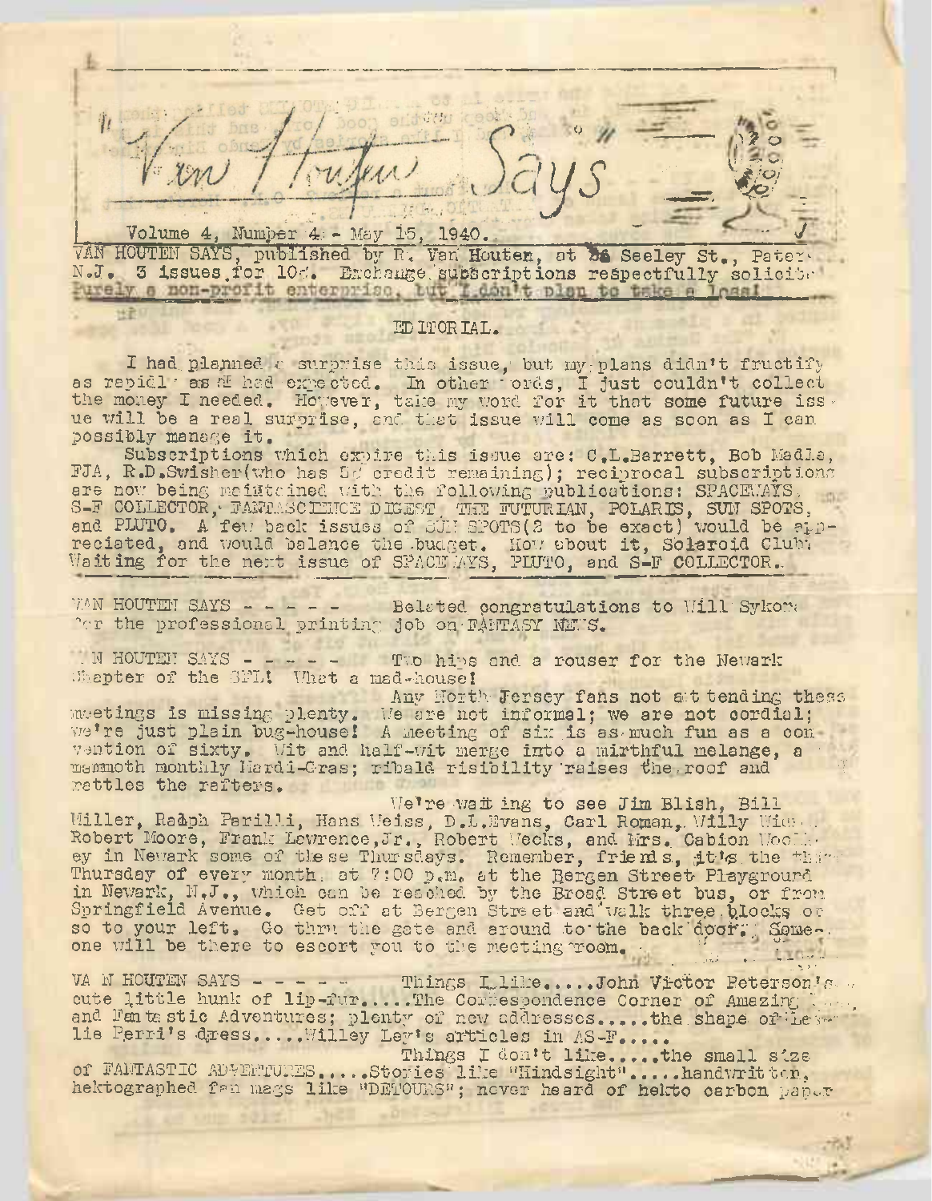# "Van Houten Says"

Volume 4, Number 4 - May 15, 1940.

VAN HOUTEN SAYS, published by R. Van Houten, at 26 Seeley St., Paterson, N.J. 3 issues for 10¢. Exchange subscriptions respectfully solicited. Purely a non-profit enterprise, but I don't plan to take a loss!

## EDITORIAL.

I had planned a surprise this issue, but my plans didn't fructify as rapidly as I had expected. In other words, I just couldn't collect the money I needed. However, take my word for it that some future issue will be a real surprise, and that issue will come as soon as I can possibly manage it.

Subscriptions which expire this issue are: C.L.Barrett, Bob Madle, FJA, R.D.Swisher(who has 5¢ credit remaining); reciprocal subscriptions are now being maintained with the following publications: SPACEWAYS, S-F COLLECTOR, FANTASCIENCE DIGEST, THE FUTURIAN, POLARIS, SUN SPOTS, and PLUTO. A few back issues of SUN SPOTS(2 to be exact) would be appreciated, and would balance the budget. How about it, Solaroid Club? Waiting for the next issue of SPACEWAYS, PLUTO, and S-F COLLECTOR.

---

VAN HOUTEN SAYS - - - - - Belated congratulations to Will Sykora for the professional printing job on FANTASY NEWS.

VAN HOUTEN SAYS - - - - - Two hips and a rouser for the Newark Chapter of the SFL! What a mad-house!

Any North Jersey fans not attending these meetings is missing plenty. We are not informal; we are not cordial; we're just plain bug-house! A meeting of six is as much fun as a convention of sixty. Wit and half-wit merge into a mirthful melange, a mammoth monthly Mardi-Gras; ribald risibility raises the roof and rattles the rafters.

We're waiting to see Jim Blish, Bill Miller, Ralph Parilli, Hans Weiss, D.L.Evans, Carl Roman, Willy Wie.., Robert Moore, Frank Lawrence,Jr., Robert Wecks, and Mrs. Cabion Woolley in Newark some of these Thursdays. Remember, friends, it's the third Thursday of every month at 7:00 p.m. at the Bergen Street Playground in Newark, N.J., which can be reached by the Broad Street bus, or from Springfield Avenue. Get off at Bergen Street and walk three blocks or so to your left. Go thru the gate and around to the back door. Someone will be there to escort you to the meeting room.

VAN HOUTEN SAYS - - - - - Things I like.....John Victor Peterson's cute little hunk of lip-fur.....The Correspondence Corner of Amazing and Fantastic Adventures; plenty of new addresses.....the shape of Leslie Perri's dress.....Willey Ley's articles in AS-F.....

Things I don't like.....the small size of FANTASTIC ADVENTURES.....Stories like "Hindsight".....handwritten, hektographed fan mags like "DETOURS"; never heard of hekto carbon paper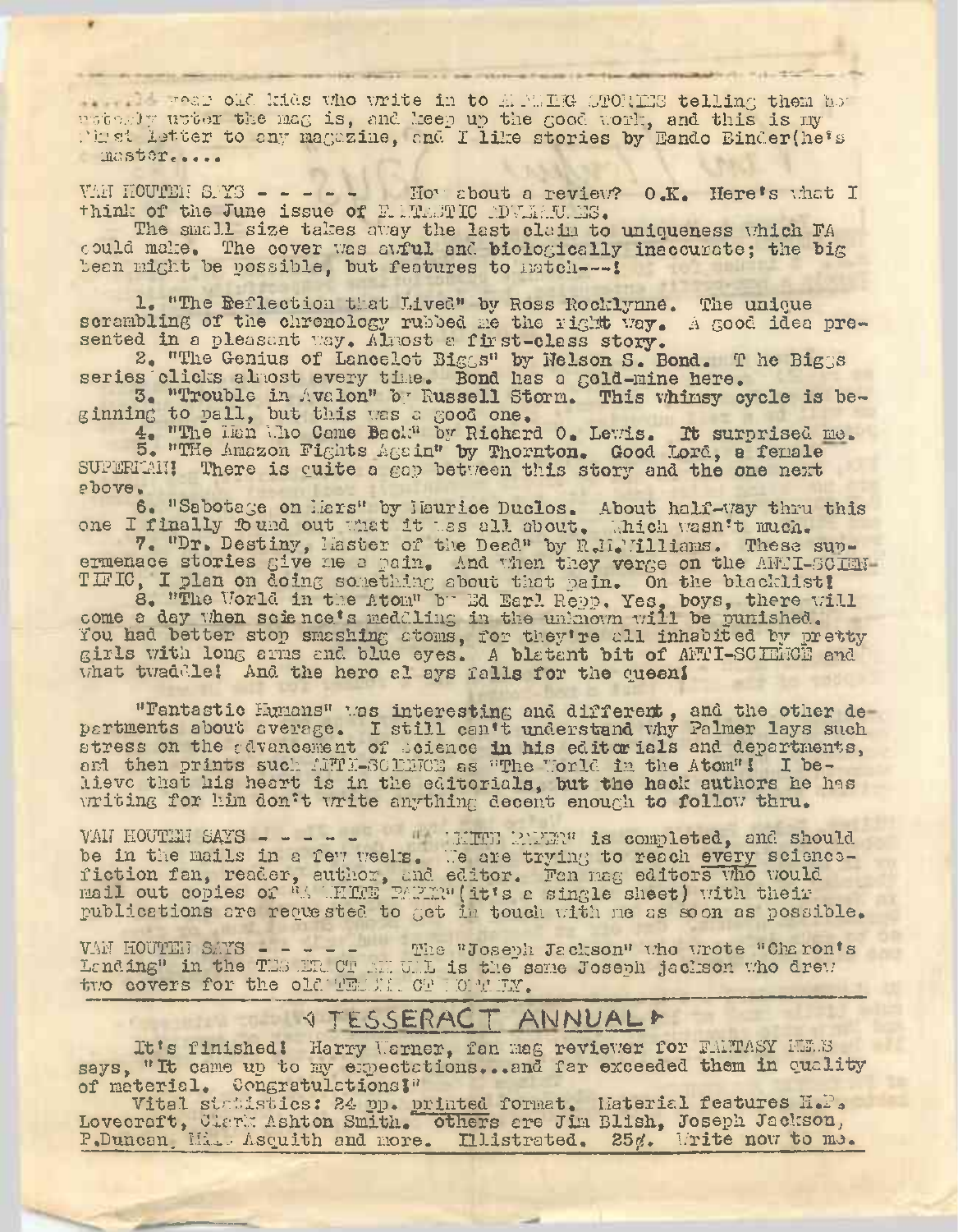...14 year old kids who write in to AMAZING STORIES telling them how utterly utter the mag is, and keep up the good work, and this is my first letter to any magazine, and I like stories by Eando Binder(he's master.....

VAN HOUTEN SAYS - - - - - How about a review? O.K. Here's what I think of the June issue of FANTASTIC ADVENTURES.

The small size takes away the last claim to uniqueness which FA could make. The cover was awful and biologically inaccurate; the big bean might be possible, but features to match---!

1. "The Reflection that Lived" by Ross Rocklynne. The unique scrambling of the chronology rubbed me the right way. A good idea presented in a pleasant way. Almost a first-class story.

2. "The Genius of Lancelot Biggs" by Nelson S. Bond. The Biggs series clicks almost every time. Bond has a gold-mine here.

3. "Trouble in Avalon" by Russell Storm. This whimsy cycle is beginning to pall, but this was a good one.

4. "The Man Who Came Back" by Richard O. Lewis. It surprised me.

5. "THe Amazon Fights Again" by Thornton. Good Lord, a female SUPERMAN! There is quite a gap between this story and the one next above.

6. "Sabotage on Mars" by Maurice Duclos. About half-way thru this one I finally found out what it was all about. Which wasn't much.

7. "Dr. Destiny, Master of the Dead" by R.M.Williams. These supermenace stories give me a pain. And when they verge on the ANTI-SCIENTIFIC, I plan on doing something about that pain. On the blacklist!

8. "The World in the Atom" by Ed Earl Repp. Yes, boys, there will come a day when science's meddling in the unknown will be punished. You had better stop smashing atoms, for they're all inhabited by pretty girls with long arms and blue eyes. A blatant bit of ANTI-SCIENCE and what twaddle! And the hero always falls for the queen!

"Fantastic Hymans" was interesting and different, and the other departments about average. I still can't understand why Palmer lays such stress on the advancement of science in his editorials and departments, and then prints such ANTI-SCIENCE as "The World in the Atom"! I believe that his heart is in the editorials, but the hack authors he has writing for him don't write anything decent enough to follow thru.

VAN HOUTEN SAYS - - - - - "A WHITE PAPER" is completed, and should be in the mails in a few weeks. We are trying to reach every science-fiction fan, reader, author, and editor. Fan mag editors who would mail out copies of "A WHITE PAPER"(it's a single sheet) with their publications are requested to get in touch with me as soon as possible.

VAN HOUTEN SAYS - - - - - The "Joseph Jackson" who wrote "Charon's Landing" in the TESSERACT ANNUAL is the same Joseph Jackson who drew two covers for the old TESSERACT MONTHLY.

## TESSERACT ANNUAL

It's finished! Harry Warner, fan mag reviewer for FANTASY NEWS says, "It came up to my expectations...and far exceeded them in quality of material. Congratulations!"

Vital statistics: 24 pp. printed format. Material features H.P. Lovecraft, Clark Ashton Smith. others are Jim Blish, Joseph Jackson, P.Duncan, Miles Asquith and more. Illustrated. 25¢. Write now to me.